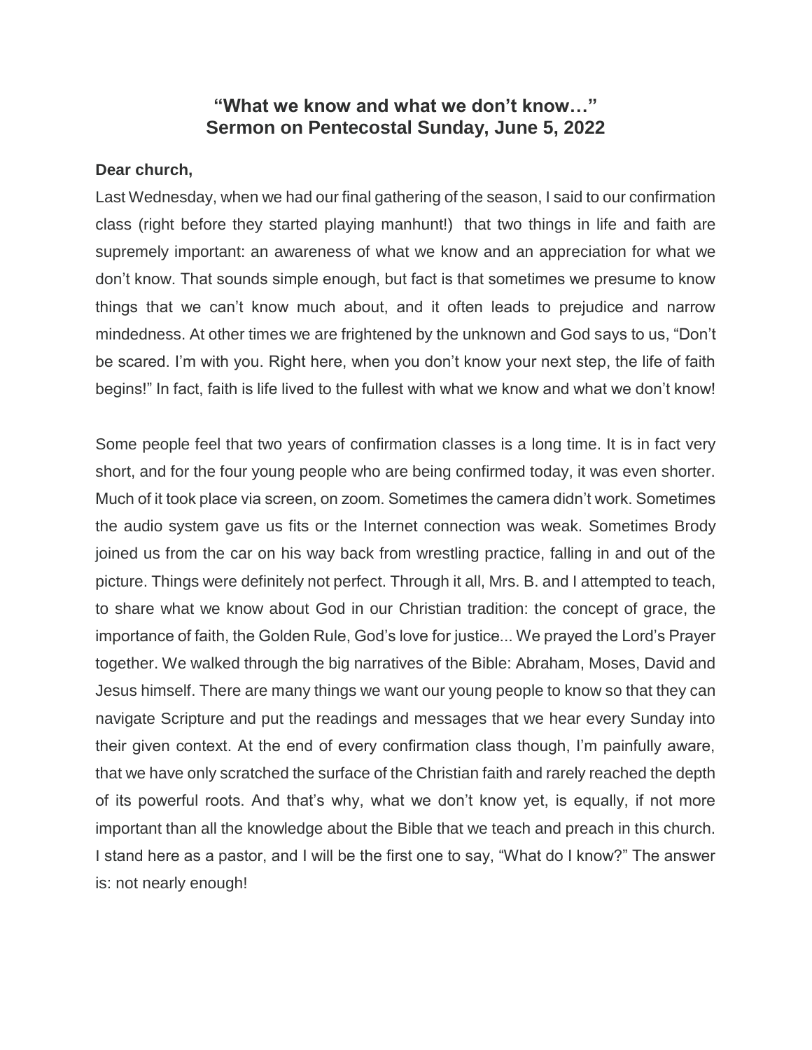# "What we know and what we don't know…"
# Sermon on Pentecostal Sunday, June 5, 2022

**Dear church,**

Last Wednesday, when we had our final gathering of the season, I said to our confirmation class (right before they started playing manhunt!) that two things in life and faith are supremely important: an awareness of what we know and an appreciation for what we don't know. That sounds simple enough, but fact is that sometimes we presume to know things that we can't know much about, and it often leads to prejudice and narrow mindedness. At other times we are frightened by the unknown and God says to us, "Don't be scared. I'm with you. Right here, when you don't know your next step, the life of faith begins!" In fact, faith is life lived to the fullest with what we know and what we don't know!

Some people feel that two years of confirmation classes is a long time. It is in fact very short, and for the four young people who are being confirmed today, it was even shorter. Much of it took place via screen, on zoom. Sometimes the camera didn't work. Sometimes the audio system gave us fits or the Internet connection was weak. Sometimes Brody joined us from the car on his way back from wrestling practice, falling in and out of the picture. Things were definitely not perfect. Through it all, Mrs. B. and I attempted to teach, to share what we know about God in our Christian tradition: the concept of grace, the importance of faith, the Golden Rule, God's love for justice... We prayed the Lord's Prayer together. We walked through the big narratives of the Bible: Abraham, Moses, David and Jesus himself. There are many things we want our young people to know so that they can navigate Scripture and put the readings and messages that we hear every Sunday into their given context. At the end of every confirmation class though, I'm painfully aware, that we have only scratched the surface of the Christian faith and rarely reached the depth of its powerful roots. And that's why, what we don't know yet, is equally, if not more important than all the knowledge about the Bible that we teach and preach in this church. I stand here as a pastor, and I will be the first one to say, "What do I know?" The answer is: not nearly enough!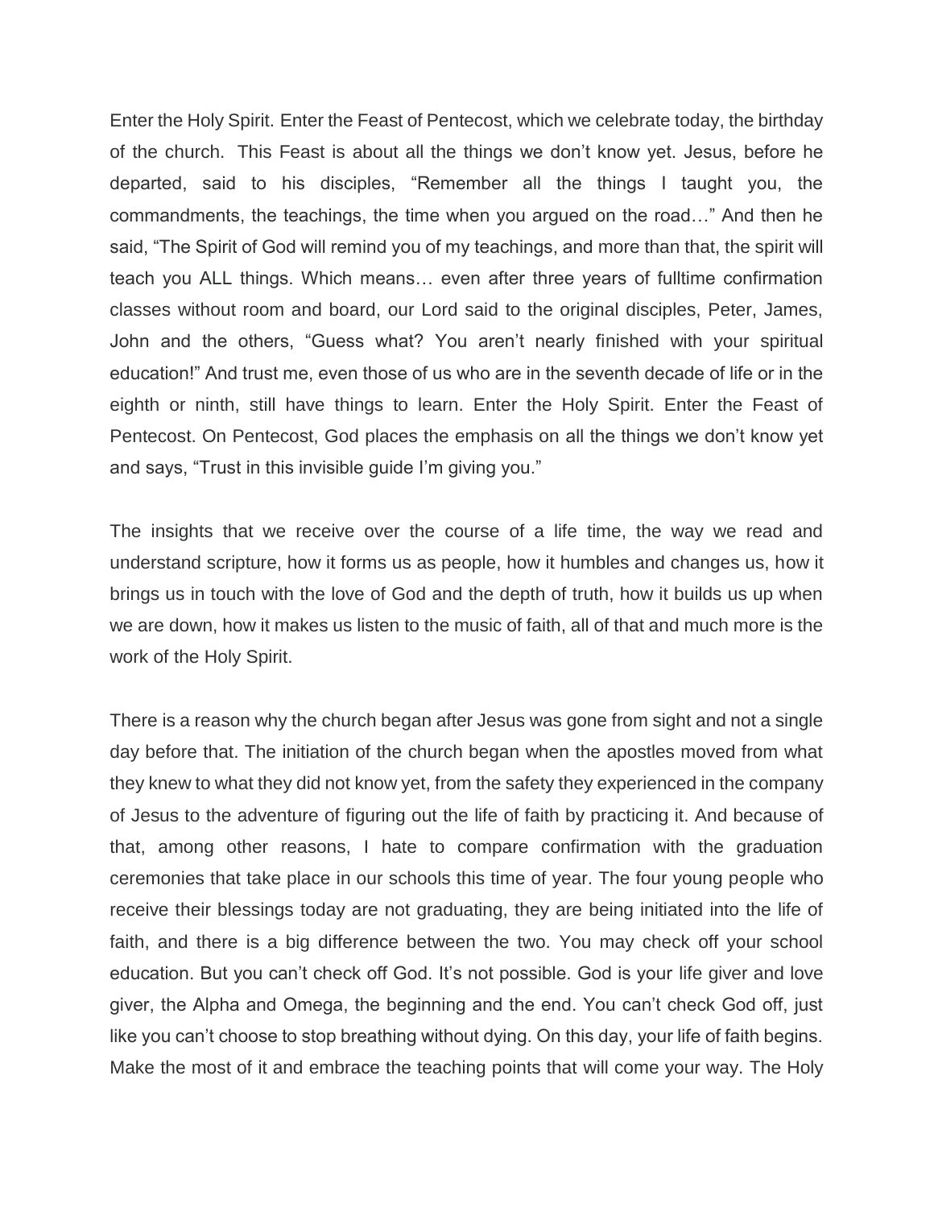Enter the Holy Spirit. Enter the Feast of Pentecost, which we celebrate today, the birthday of the church. This Feast is about all the things we don't know yet. Jesus, before he departed, said to his disciples, "Remember all the things I taught you, the commandments, the teachings, the time when you argued on the road…" And then he said, "The Spirit of God will remind you of my teachings, and more than that, the spirit will teach you ALL things. Which means… even after three years of fulltime confirmation classes without room and board, our Lord said to the original disciples, Peter, James, John and the others, "Guess what? You aren't nearly finished with your spiritual education!" And trust me, even those of us who are in the seventh decade of life or in the eighth or ninth, still have things to learn. Enter the Holy Spirit. Enter the Feast of Pentecost. On Pentecost, God places the emphasis on all the things we don't know yet and says, "Trust in this invisible guide I'm giving you."

The insights that we receive over the course of a life time, the way we read and understand scripture, how it forms us as people, how it humbles and changes us, how it brings us in touch with the love of God and the depth of truth, how it builds us up when we are down, how it makes us listen to the music of faith, all of that and much more is the work of the Holy Spirit.

There is a reason why the church began after Jesus was gone from sight and not a single day before that. The initiation of the church began when the apostles moved from what they knew to what they did not know yet, from the safety they experienced in the company of Jesus to the adventure of figuring out the life of faith by practicing it. And because of that, among other reasons, I hate to compare confirmation with the graduation ceremonies that take place in our schools this time of year. The four young people who receive their blessings today are not graduating, they are being initiated into the life of faith, and there is a big difference between the two. You may check off your school education. But you can't check off God. It's not possible. God is your life giver and love giver, the Alpha and Omega, the beginning and the end. You can't check God off, just like you can't choose to stop breathing without dying. On this day, your life of faith begins. Make the most of it and embrace the teaching points that will come your way. The Holy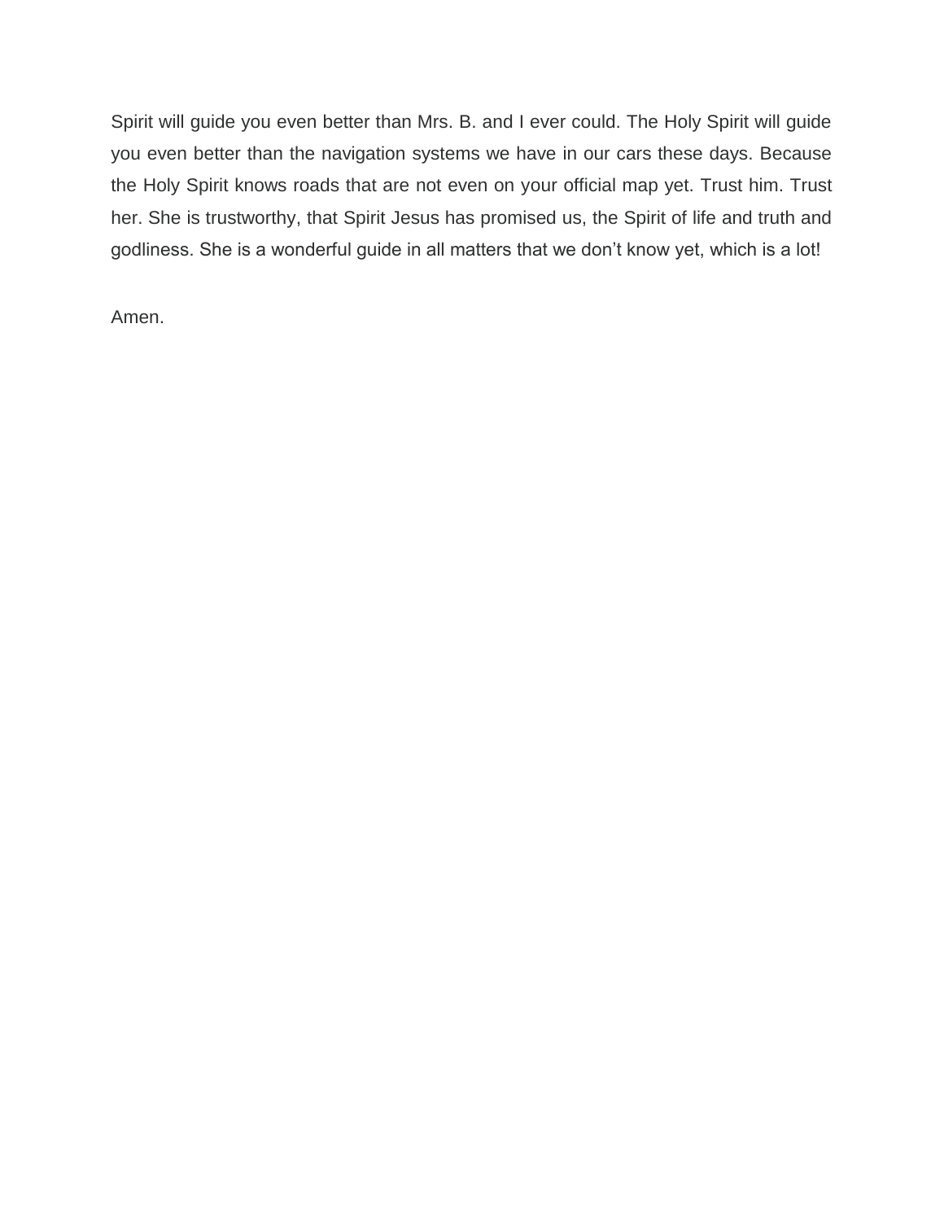Spirit will guide you even better than Mrs. B. and I ever could. The Holy Spirit will guide you even better than the navigation systems we have in our cars these days. Because the Holy Spirit knows roads that are not even on your official map yet. Trust him. Trust her. She is trustworthy, that Spirit Jesus has promised us, the Spirit of life and truth and godliness. She is a wonderful guide in all matters that we don't know yet, which is a lot!

Amen.